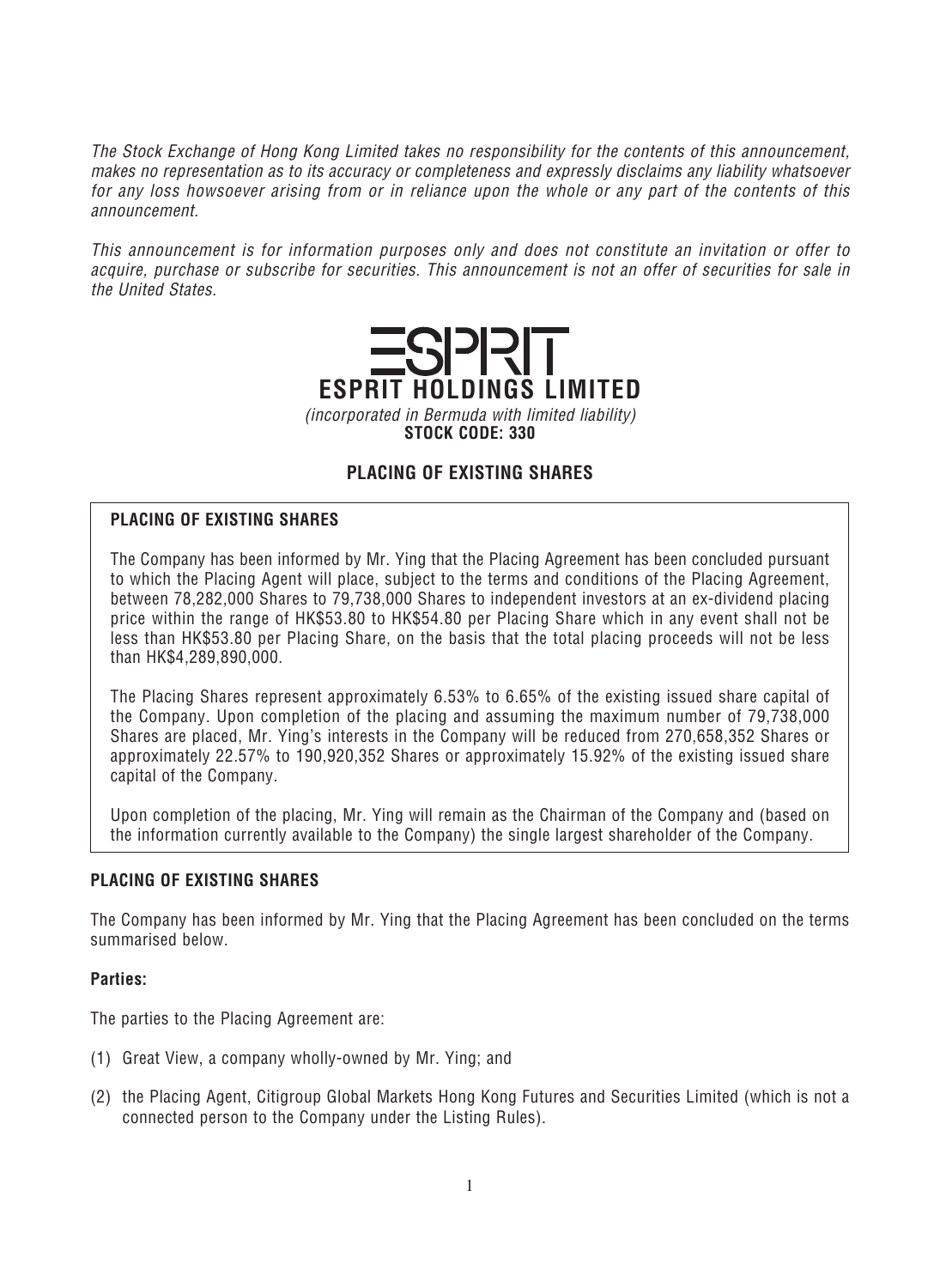*The Stock Exchange of Hong Kong Limited takes no responsibility for the contents of this announcement, makes no representation as to its accuracy or completeness and expressly disclaims any liability whatsoever for any loss howsoever arising from or in reliance upon the whole or any part of the contents of this announcement.*

*This announcement is for information purposes only and does not constitute an invitation or offer to acquire, purchase or subscribe for securities. This announcement is not an offer of securities for sale in the United States.*

ESPRIT

**ESPRIT HOLDINGS LIMITED**

*(incorporated in Bermuda with limited liability)*

**STOCK CODE: 330**

# PLACING OF EXISTING SHARES

**PLACING OF EXISTING SHARES**

The Company has been informed by Mr. Ying that the Placing Agreement has been concluded pursuant to which the Placing Agent will place, subject to the terms and conditions of the Placing Agreement, between 78,282,000 Shares to 79,738,000 Shares to independent investors at an ex-dividend placing price within the range of HK$53.80 to HK$54.80 per Placing Share which in any event shall not be less than HK$53.80 per Placing Share, on the basis that the total placing proceeds will not be less than HK$4,289,890,000.

The Placing Shares represent approximately 6.53% to 6.65% of the existing issued share capital of the Company. Upon completion of the placing and assuming the maximum number of 79,738,000 Shares are placed, Mr. Ying's interests in the Company will be reduced from 270,658,352 Shares or approximately 22.57% to 190,920,352 Shares or approximately 15.92% of the existing issued share capital of the Company.

Upon completion of the placing, Mr. Ying will remain as the Chairman of the Company and (based on the information currently available to the Company) the single largest shareholder of the Company.

## PLACING OF EXISTING SHARES

The Company has been informed by Mr. Ying that the Placing Agreement has been concluded on the terms summarised below.

### Parties:

The parties to the Placing Agreement are:

(1) Great View, a company wholly-owned by Mr. Ying; and

(2) the Placing Agent, Citigroup Global Markets Hong Kong Futures and Securities Limited (which is not a connected person to the Company under the Listing Rules).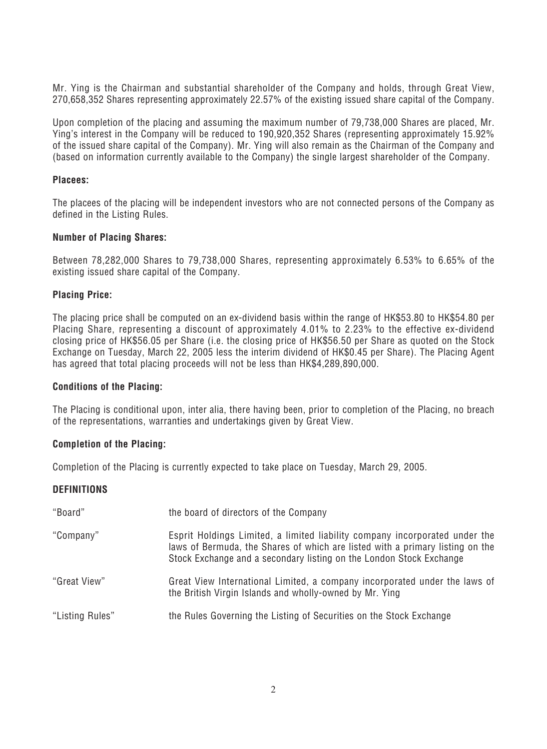Mr. Ying is the Chairman and substantial shareholder of the Company and holds, through Great View, 270,658,352 Shares representing approximately 22.57% of the existing issued share capital of the Company.

Upon completion of the placing and assuming the maximum number of 79,738,000 Shares are placed, Mr. Ying's interest in the Company will be reduced to 190,920,352 Shares (representing approximately 15.92% of the issued share capital of the Company). Mr. Ying will also remain as the Chairman of the Company and (based on information currently available to the Company) the single largest shareholder of the Company.

**Placees:**

The placees of the placing will be independent investors who are not connected persons of the Company as defined in the Listing Rules.

**Number of Placing Shares:**

Between 78,282,000 Shares to 79,738,000 Shares, representing approximately 6.53% to 6.65% of the existing issued share capital of the Company.

**Placing Price:**

The placing price shall be computed on an ex-dividend basis within the range of HK$53.80 to HK$54.80 per Placing Share, representing a discount of approximately 4.01% to 2.23% to the effective ex-dividend closing price of HK$56.05 per Share (i.e. the closing price of HK$56.50 per Share as quoted on the Stock Exchange on Tuesday, March 22, 2005 less the interim dividend of HK$0.45 per Share). The Placing Agent has agreed that total placing proceeds will not be less than HK$4,289,890,000.

**Conditions of the Placing:**

The Placing is conditional upon, inter alia, there having been, prior to completion of the Placing, no breach of the representations, warranties and undertakings given by Great View.

**Completion of the Placing:**

Completion of the Placing is currently expected to take place on Tuesday, March 29, 2005.

**DEFINITIONS**

| | |
|---|---|
| "Board" | the board of directors of the Company |
| "Company" | Esprit Holdings Limited, a limited liability company incorporated under the laws of Bermuda, the Shares of which are listed with a primary listing on the Stock Exchange and a secondary listing on the London Stock Exchange |
| "Great View" | Great View International Limited, a company incorporated under the laws of the British Virgin Islands and wholly-owned by Mr. Ying |
| "Listing Rules" | the Rules Governing the Listing of Securities on the Stock Exchange |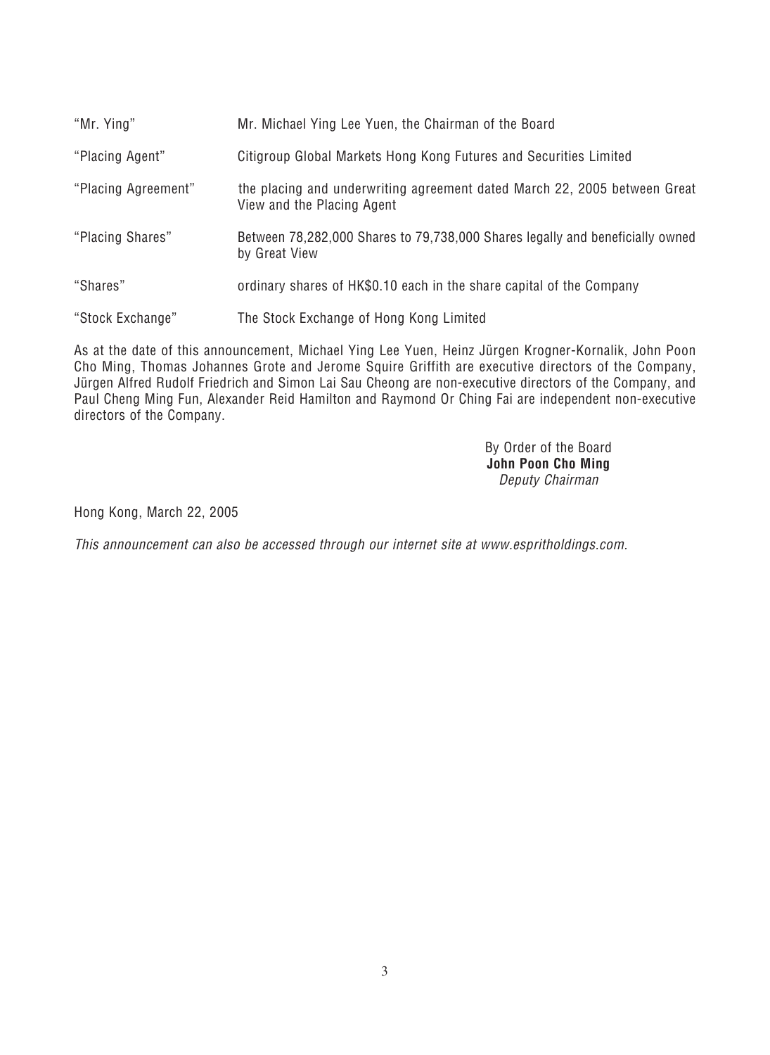| | |
|---|---|
| "Mr. Ying" | Mr. Michael Ying Lee Yuen, the Chairman of the Board |
| "Placing Agent" | Citigroup Global Markets Hong Kong Futures and Securities Limited |
| "Placing Agreement" | the placing and underwriting agreement dated March 22, 2005 between Great View and the Placing Agent |
| "Placing Shares" | Between 78,282,000 Shares to 79,738,000 Shares legally and beneficially owned by Great View |
| "Shares" | ordinary shares of HK$0.10 each in the share capital of the Company |
| "Stock Exchange" | The Stock Exchange of Hong Kong Limited |

As at the date of this announcement, Michael Ying Lee Yuen, Heinz Jürgen Krogner-Kornalik, John Poon Cho Ming, Thomas Johannes Grote and Jerome Squire Griffith are executive directors of the Company, Jürgen Alfred Rudolf Friedrich and Simon Lai Sau Cheong are non-executive directors of the Company, and Paul Cheng Ming Fun, Alexander Reid Hamilton and Raymond Or Ching Fai are independent non-executive directors of the Company.

By Order of the Board
**John Poon Cho Ming**
*Deputy Chairman*

Hong Kong, March 22, 2005

*This announcement can also be accessed through our internet site at www.espritholdings.com.*